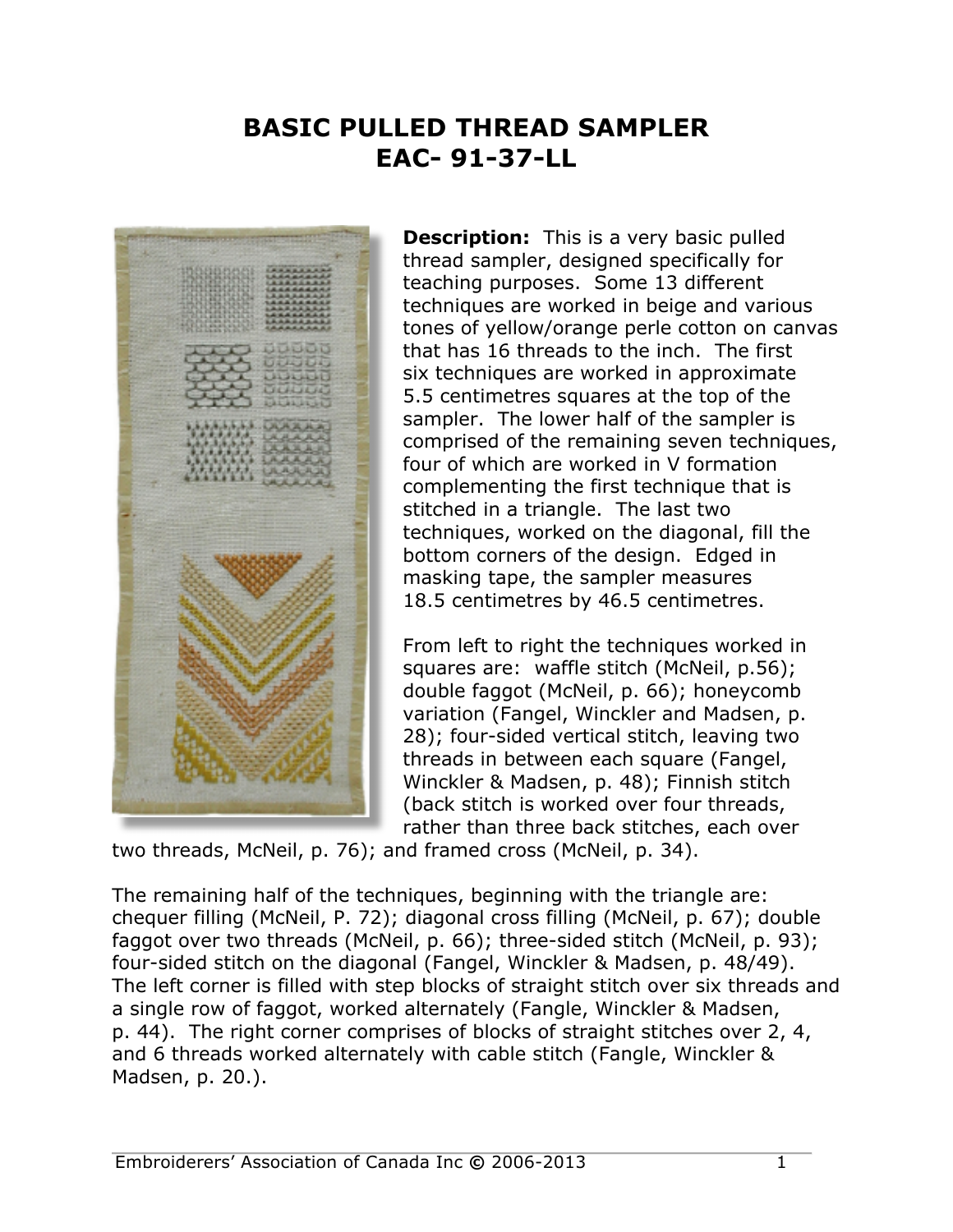# BASIC PULLED THREAD SAMPLER
# EAC- 91-37-LL

**Description:** This is a very basic pulled thread sampler, designed specifically for teaching purposes. Some 13 different techniques are worked in beige and various tones of yellow/orange perle cotton on canvas that has 16 threads to the inch. The first six techniques are worked in approximate 5.5 centimetres squares at the top of the sampler. The lower half of the sampler is comprised of the remaining seven techniques, four of which are worked in V formation complementing the first technique that is stitched in a triangle. The last two techniques, worked on the diagonal, fill the bottom corners of the design. Edged in masking tape, the sampler measures 18.5 centimetres by 46.5 centimetres.

From left to right the techniques worked in squares are: waffle stitch (McNeil, p.56); double faggot (McNeil, p. 66); honeycomb variation (Fangel, Winckler and Madsen, p. 28); four-sided vertical stitch, leaving two threads in between each square (Fangel, Winckler & Madsen, p. 48); Finnish stitch (back stitch is worked over four threads, rather than three back stitches, each over two threads, McNeil, p. 76); and framed cross (McNeil, p. 34).

The remaining half of the techniques, beginning with the triangle are: chequer filling (McNeil, P. 72); diagonal cross filling (McNeil, p. 67); double faggot over two threads (McNeil, p. 66); three-sided stitch (McNeil, p. 93); four-sided stitch on the diagonal (Fangel, Winckler & Madsen, p. 48/49). The left corner is filled with step blocks of straight stitch over six threads and a single row of faggot, worked alternately (Fangle, Winckler & Madsen, p. 44). The right corner comprises of blocks of straight stitches over 2, 4, and 6 threads worked alternately with cable stitch (Fangle, Winckler & Madsen, p. 20.).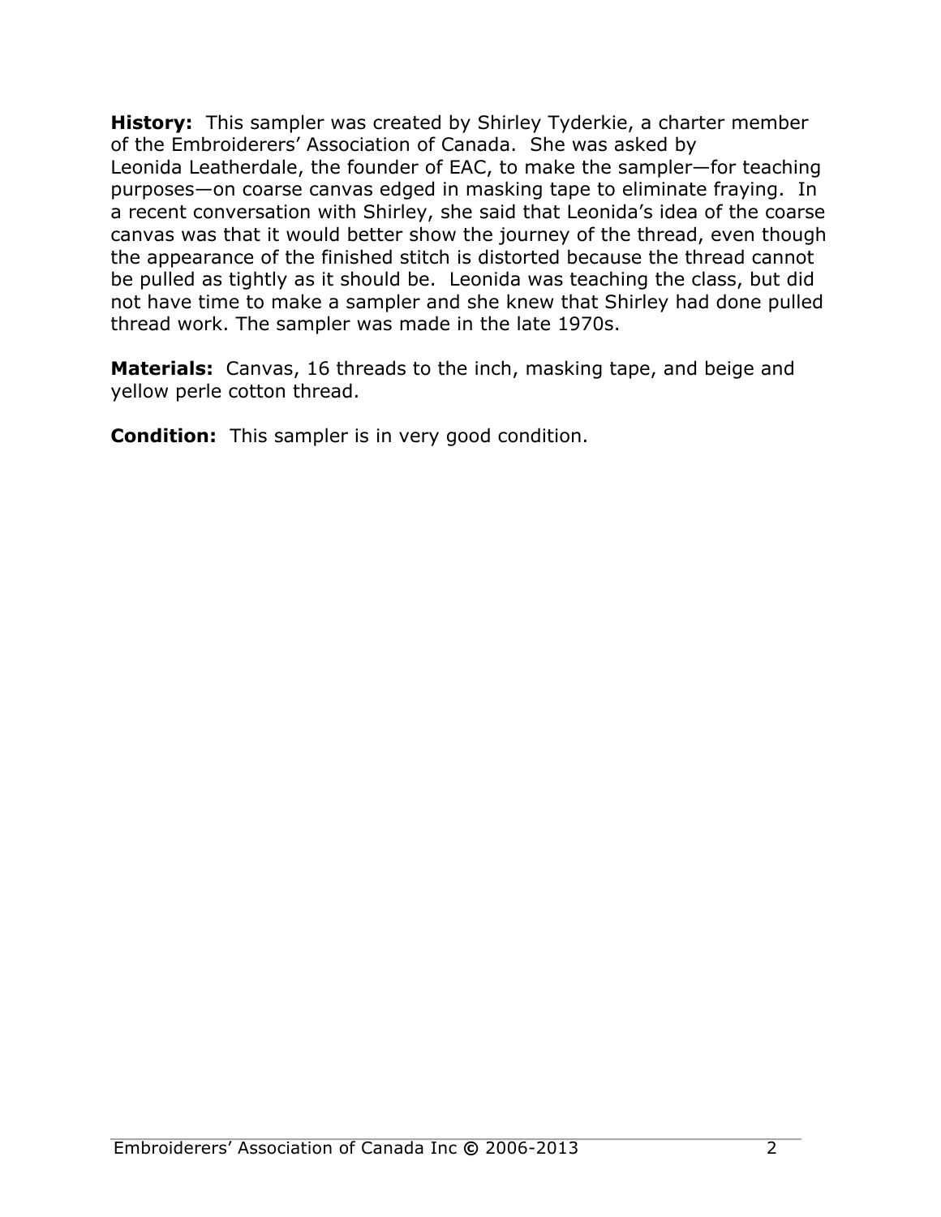**History:** This sampler was created by Shirley Tyderkie, a charter member of the Embroiderers' Association of Canada. She was asked by Leonida Leatherdale, the founder of EAC, to make the sampler—for teaching purposes—on coarse canvas edged in masking tape to eliminate fraying. In a recent conversation with Shirley, she said that Leonida's idea of the coarse canvas was that it would better show the journey of the thread, even though the appearance of the finished stitch is distorted because the thread cannot be pulled as tightly as it should be. Leonida was teaching the class, but did not have time to make a sampler and she knew that Shirley had done pulled thread work. The sampler was made in the late 1970s.

**Materials:** Canvas, 16 threads to the inch, masking tape, and beige and yellow perle cotton thread.

**Condition:** This sampler is in very good condition.